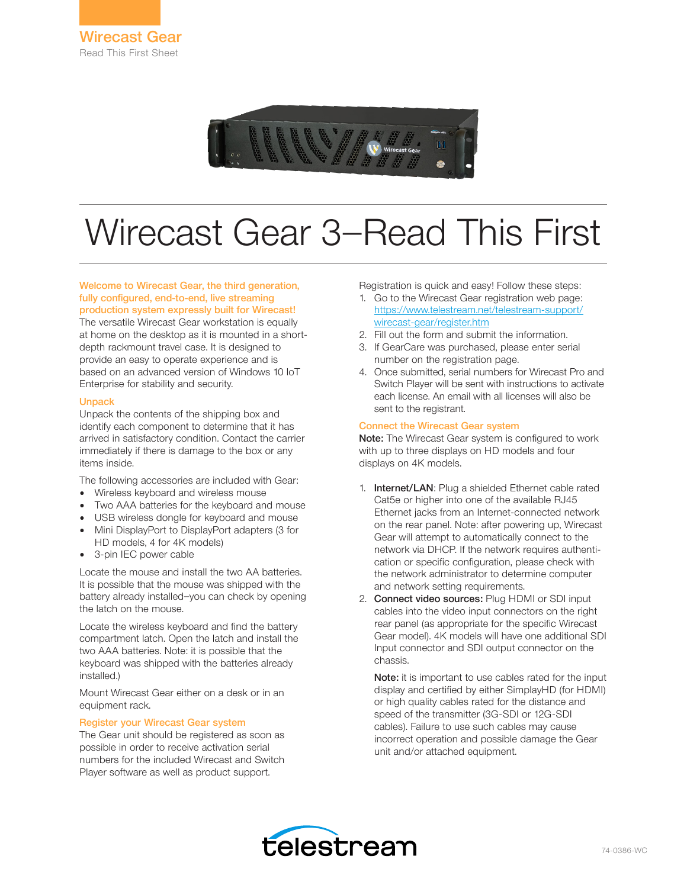Wirecast Gear

Read This First Sheet

# Wirecast Gear 3–Read This First

**Welcome to Wirecast Gear, the third generation, fully configured, end-to-end, live streaming production system expressly built for Wirecast!**
The versatile Wirecast Gear workstation is equally at home on the desktop as it is mounted in a short-depth rackmount travel case. It is designed to provide an easy to operate experience and is based on an advanced version of Windows 10 IoT Enterprise for stability and security.

## Unpack

Unpack the contents of the shipping box and identify each component to determine that it has arrived in satisfactory condition. Contact the carrier immediately if there is damage to the box or any items inside.

The following accessories are included with Gear:

- Wireless keyboard and wireless mouse
- Two AAA batteries for the keyboard and mouse
- USB wireless dongle for keyboard and mouse
- Mini DisplayPort to DisplayPort adapters (3 for HD models, 4 for 4K models)
- 3-pin IEC power cable

Locate the mouse and install the two AA batteries. It is possible that the mouse was shipped with the battery already installed–you can check by opening the latch on the mouse.

Locate the wireless keyboard and find the battery compartment latch. Open the latch and install the two AAA batteries. Note: it is possible that the keyboard was shipped with the batteries already installed.)

Mount Wirecast Gear either on a desk or in an equipment rack.

## Register your Wirecast Gear system

The Gear unit should be registered as soon as possible in order to receive activation serial numbers for the included Wirecast and Switch Player software as well as product support.

Registration is quick and easy! Follow these steps:

1. Go to the Wirecast Gear registration web page: https://www.telestream.net/telestream-support/wirecast-gear/register.htm
2. Fill out the form and submit the information.
3. If GearCare was purchased, please enter serial number on the registration page.
4. Once submitted, serial numbers for Wirecast Pro and Switch Player will be sent with instructions to activate each license. An email with all licenses will also be sent to the registrant.

## Connect the Wirecast Gear system

**Note:** The Wirecast Gear system is configured to work with up to three displays on HD models and four displays on 4K models.

1. **Internet/LAN**: Plug a shielded Ethernet cable rated Cat5e or higher into one of the available RJ45 Ethernet jacks from an Internet-connected network on the rear panel. Note: after powering up, Wirecast Gear will attempt to automatically connect to the network via DHCP. If the network requires authentication or specific configuration, please check with the network administrator to determine computer and network setting requirements.
2. **Connect video sources:** Plug HDMI or SDI input cables into the video input connectors on the right rear panel (as appropriate for the specific Wirecast Gear model). 4K models will have one additional SDI Input connector and SDI output connector on the chassis.

   **Note:** it is important to use cables rated for the input display and certified by either SimplayHD (for HDMI) or high quality cables rated for the distance and speed of the transmitter (3G-SDI or 12G-SDI cables). Failure to use such cables may cause incorrect operation and possible damage the Gear unit and/or attached equipment.

telestream

74-0386-WC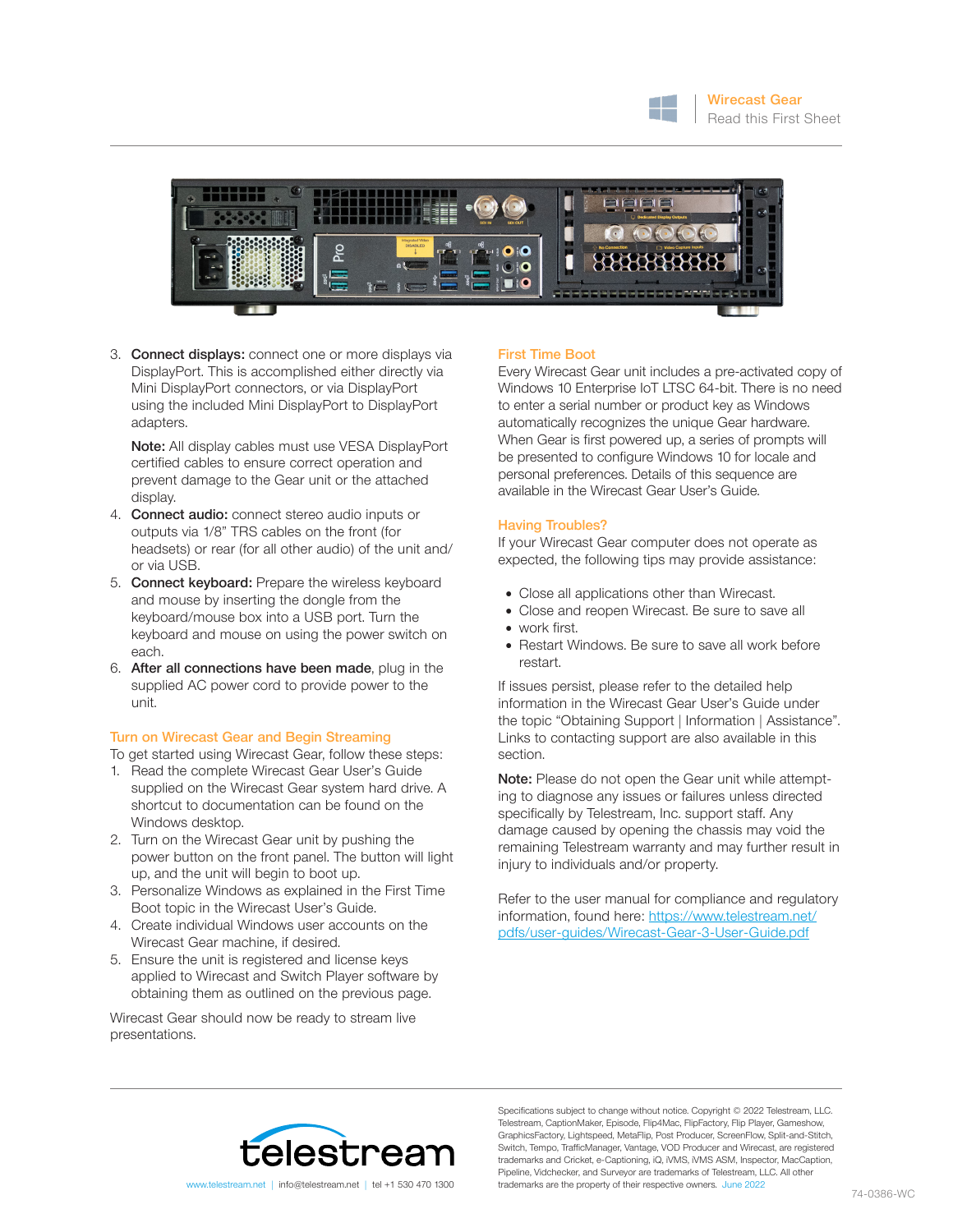3. **Connect displays:** connect one or more displays via DisplayPort. This is accomplished either directly via Mini DisplayPort connectors, or via DisplayPort using the included Mini DisplayPort to DisplayPort adapters.

   **Note:** All display cables must use VESA DisplayPort certified cables to ensure correct operation and prevent damage to the Gear unit or the attached display.
4. **Connect audio:** connect stereo audio inputs or outputs via 1/8" TRS cables on the front (for headsets) or rear (for all other audio) of the unit and/or via USB.
5. **Connect keyboard:** Prepare the wireless keyboard and mouse by inserting the dongle from the keyboard/mouse box into a USB port. Turn the keyboard and mouse on using the power switch on each.
6. **After all connections have been made**, plug in the supplied AC power cord to provide power to the unit.

## Turn on Wirecast Gear and Begin Streaming

To get started using Wirecast Gear, follow these steps:

1. Read the complete Wirecast Gear User's Guide supplied on the Wirecast Gear system hard drive. A shortcut to documentation can be found on the Windows desktop.
2. Turn on the Wirecast Gear unit by pushing the power button on the front panel. The button will light up, and the unit will begin to boot up.
3. Personalize Windows as explained in the First Time Boot topic in the Wirecast User's Guide.
4. Create individual Windows user accounts on the Wirecast Gear machine, if desired.
5. Ensure the unit is registered and license keys applied to Wirecast and Switch Player software by obtaining them as outlined on the previous page.

Wirecast Gear should now be ready to stream live presentations.

## First Time Boot

Every Wirecast Gear unit includes a pre-activated copy of Windows 10 Enterprise IoT LTSC 64-bit. There is no need to enter a serial number or product key as Windows automatically recognizes the unique Gear hardware. When Gear is first powered up, a series of prompts will be presented to configure Windows 10 for locale and personal preferences. Details of this sequence are available in the Wirecast Gear User's Guide.

## Having Troubles?

If your Wirecast Gear computer does not operate as expected, the following tips may provide assistance:

- Close all applications other than Wirecast.
- Close and reopen Wirecast. Be sure to save all
- work first.
- Restart Windows. Be sure to save all work before restart.

If issues persist, please refer to the detailed help information in the Wirecast Gear User's Guide under the topic "Obtaining Support | Information | Assistance". Links to contacting support are also available in this section.

**Note:** Please do not open the Gear unit while attempting to diagnose any issues or failures unless directed specifically by Telestream, Inc. support staff. Any damage caused by opening the chassis may void the remaining Telestream warranty and may further result in injury to individuals and/or property.

Refer to the user manual for compliance and regulatory information, found here: [https://www.telestream.net/pdfs/user-guides/Wirecast-Gear-3-User-Guide.pdf](https://www.telestream.net/pdfs/user-guides/Wirecast-Gear-3-User-Guide.pdf)

telestream

www.telestream.net | info@telestream.net | tel +1 530 470 1300

Specifications subject to change without notice. Copyright © 2022 Telestream, LLC. Telestream, CaptionMaker, Episode, Flip4Mac, FlipFactory, Flip Player, Gameshow, GraphicsFactory, Lightspeed, MetaFlip, Post Producer, ScreenFlow, Split-and-Stitch, Switch, Tempo, TrafficManager, Vantage, VOD Producer and Wirecast, are registered trademarks and Cricket, e-Captioning, iQ, iVMS, iVMS ASM, Inspector, MacCaption, Pipeline, Vidchecker, and Surveyor are trademarks of Telestream, LLC. All other trademarks are the property of their respective owners. June 2022

74-0386-WC